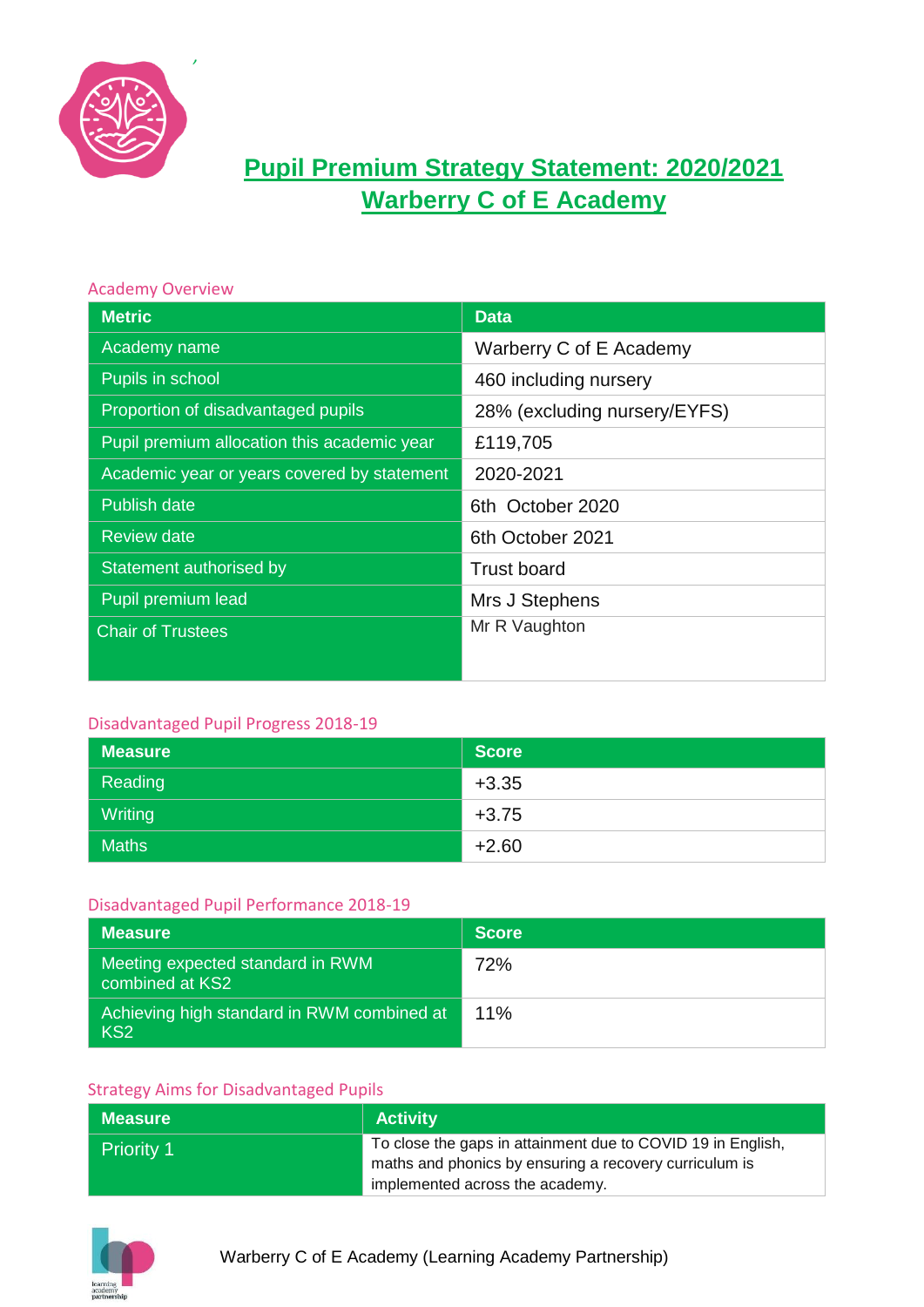# Pupil Premium Strategy Statement: 2020/2021
# Warberry C of E Academy

## Academy Overview

| Metric | Data |
|---|---|
| Academy name | Warberry C of E Academy |
| Pupils in school | 460 including nursery |
| Proportion of disadvantaged pupils | 28% (excluding nursery/EYFS) |
| Pupil premium allocation this academic year | £119,705 |
| Academic year or years covered by statement | 2020-2021 |
| Publish date | 6th October 2020 |
| Review date | 6th October 2021 |
| Statement authorised by | Trust board |
| Pupil premium lead | Mrs J Stephens |
| Chair of Trustees | Mr R Vaughton |

## Disadvantaged Pupil Progress 2018-19

| Measure | Score |
|---|---|
| Reading | +3.35 |
| Writing | +3.75 |
| Maths | +2.60 |

## Disadvantaged Pupil Performance 2018-19

| Measure | Score |
|---|---|
| Meeting expected standard in RWM combined at KS2 | 72% |
| Achieving high standard in RWM combined at KS2 | 11% |

## Strategy Aims for Disadvantaged Pupils

| Measure | Activity |
|---|---|
| Priority 1 | To close the gaps in attainment due to COVID 19 in English, maths and phonics by ensuring a recovery curriculum is implemented across the academy. |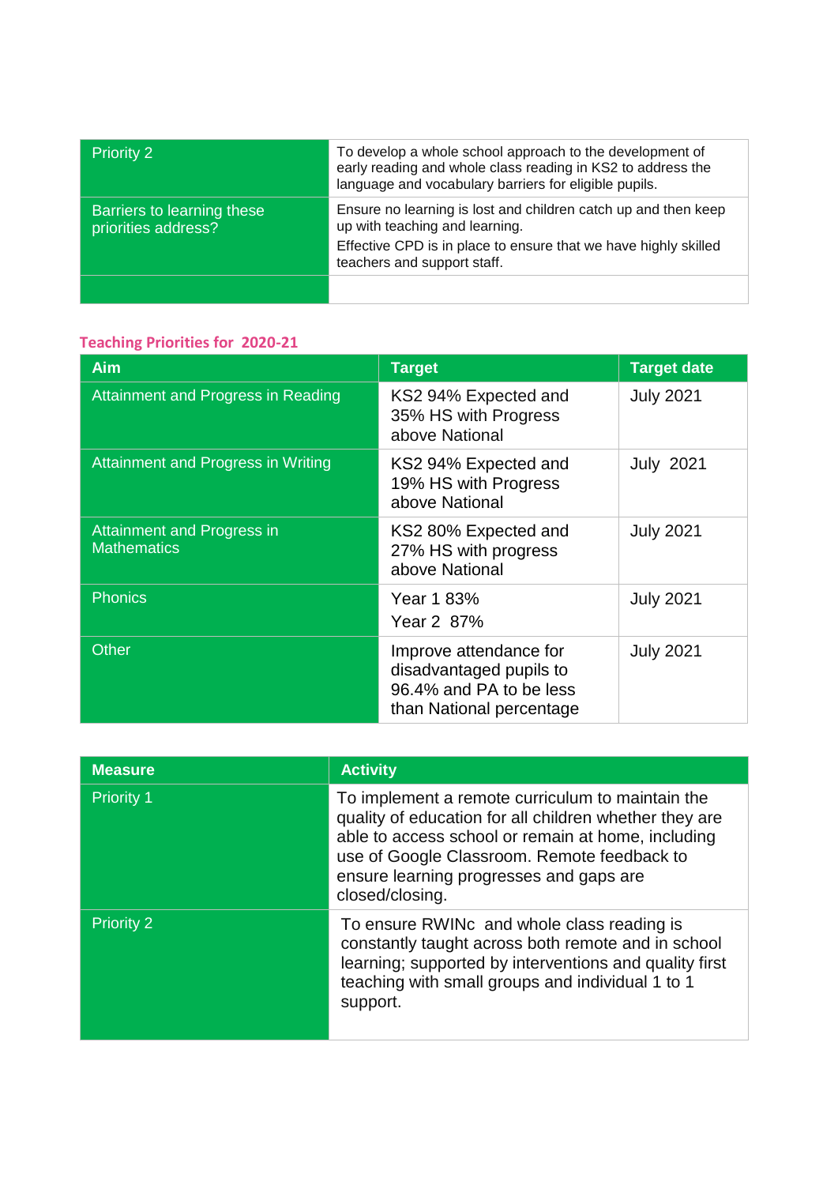| Priority 2 | To develop a whole school approach to the development of early reading and whole class reading in KS2 to address the language and vocabulary barriers for eligible pupils. |
|---|---|
| Barriers to learning these priorities address? | Ensure no learning is lost and children catch up and then keep up with teaching and learning.<br>Effective CPD is in place to ensure that we have highly skilled teachers and support staff. |
| | |

## Teaching Priorities for 2020-21

| Aim | Target | Target date |
|---|---|---|
| Attainment and Progress in Reading | KS2 94% Expected and 35% HS with Progress above National | July 2021 |
| Attainment and Progress in Writing | KS2 94% Expected and 19% HS with Progress above National | July 2021 |
| Attainment and Progress in Mathematics | KS2 80% Expected and 27% HS with progress above National | July 2021 |
| Phonics | Year 1 83%<br>Year 2 87% | July 2021 |
| Other | Improve attendance for disadvantaged pupils to 96.4% and PA to be less than National percentage | July 2021 |

| Measure | Activity |
|---|---|
| Priority 1 | To implement a remote curriculum to maintain the quality of education for all children whether they are able to access school or remain at home, including use of Google Classroom. Remote feedback to ensure learning progresses and gaps are closed/closing. |
| Priority 2 | To ensure RWINc and whole class reading is constantly taught across both remote and in school learning; supported by interventions and quality first teaching with small groups and individual 1 to 1 support. |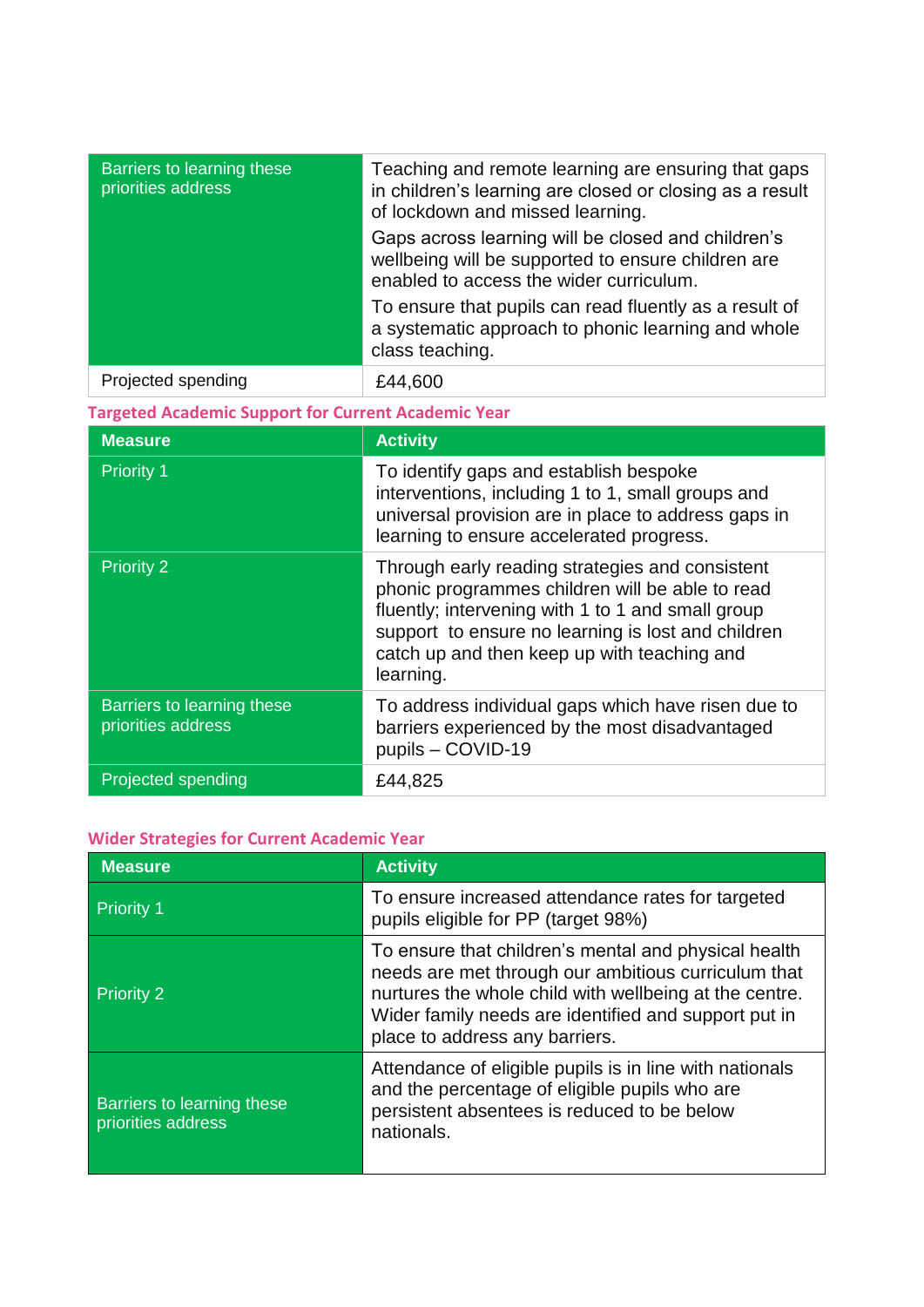| | |
|---|---|
| Barriers to learning these priorities address | Teaching and remote learning are ensuring that gaps in children's learning are closed or closing as a result of lockdown and missed learning.<br>Gaps across learning will be closed and children's wellbeing will be supported to ensure children are enabled to access the wider curriculum.<br>To ensure that pupils can read fluently as a result of a systematic approach to phonic learning and whole class teaching. |
| Projected spending | £44,600 |

## Targeted Academic Support for Current Academic Year

| Measure | Activity |
|---|---|
| Priority 1 | To identify gaps and establish bespoke interventions, including 1 to 1, small groups and universal provision are in place to address gaps in learning to ensure accelerated progress. |
| Priority 2 | Through early reading strategies and consistent phonic programmes children will be able to read fluently; intervening with 1 to 1 and small group support to ensure no learning is lost and children catch up and then keep up with teaching and learning. |
| Barriers to learning these priorities address | To address individual gaps which have risen due to barriers experienced by the most disadvantaged pupils – COVID-19 |
| Projected spending | £44,825 |

## Wider Strategies for Current Academic Year

| Measure | Activity |
|---|---|
| Priority 1 | To ensure increased attendance rates for targeted pupils eligible for PP (target 98%) |
| Priority 2 | To ensure that children's mental and physical health needs are met through our ambitious curriculum that nurtures the whole child with wellbeing at the centre. Wider family needs are identified and support put in place to address any barriers. |
| Barriers to learning these priorities address | Attendance of eligible pupils is in line with nationals and the percentage of eligible pupils who are persistent absentees is reduced to be below nationals. |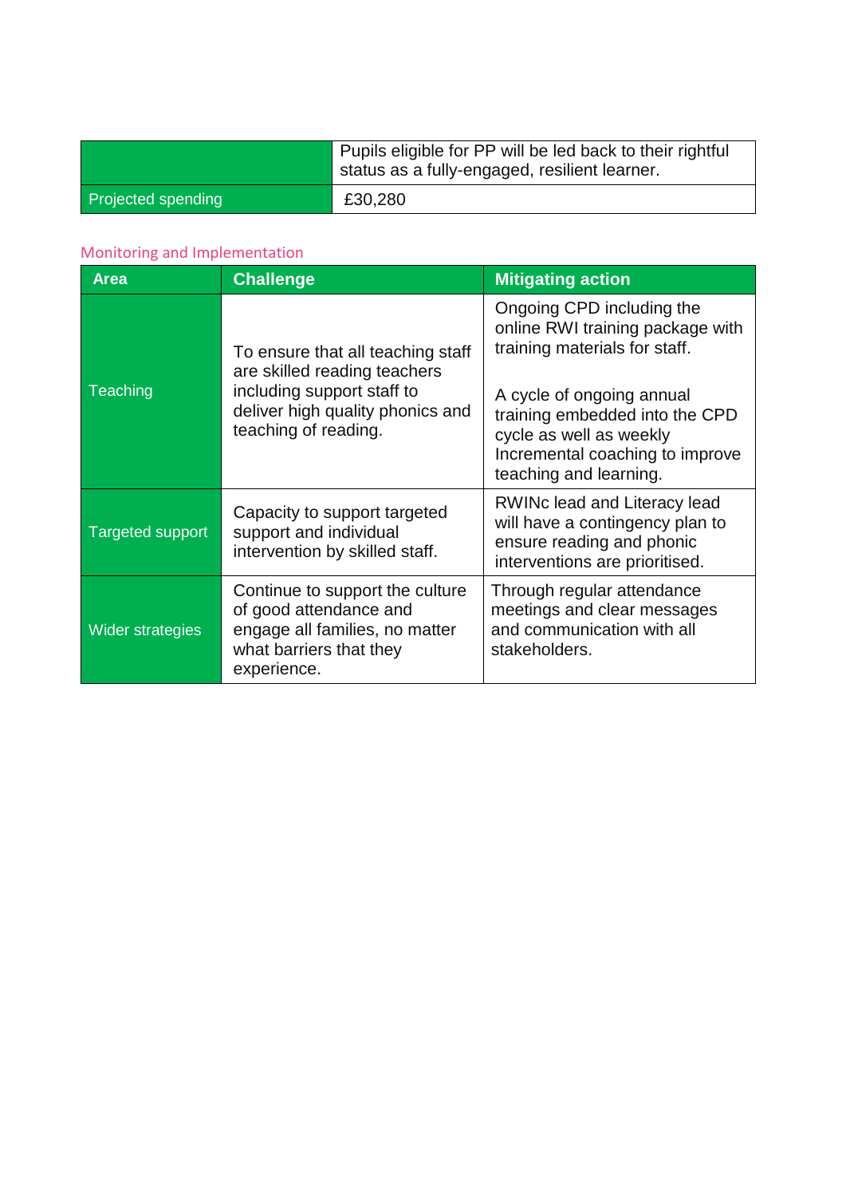| | |
|---|---|
| | Pupils eligible for PP will be led back to their rightful status as a fully-engaged, resilient learner. |
| Projected spending | £30,280 |

## Monitoring and Implementation

| Area | Challenge | Mitigating action |
|---|---|---|
| Teaching | To ensure that all teaching staff are skilled reading teachers including support staff to deliver high quality phonics and teaching of reading. | Ongoing CPD including the online RWI training package with training materials for staff.<br><br>A cycle of ongoing annual training embedded into the CPD cycle as well as weekly Incremental coaching to improve teaching and learning. |
| Targeted support | Capacity to support targeted support and individual intervention by skilled staff. | RWINc lead and Literacy lead will have a contingency plan to ensure reading and phonic interventions are prioritised. |
| Wider strategies | Continue to support the culture of good attendance and engage all families, no matter what barriers that they experience. | Through regular attendance meetings and clear messages and communication with all stakeholders. |